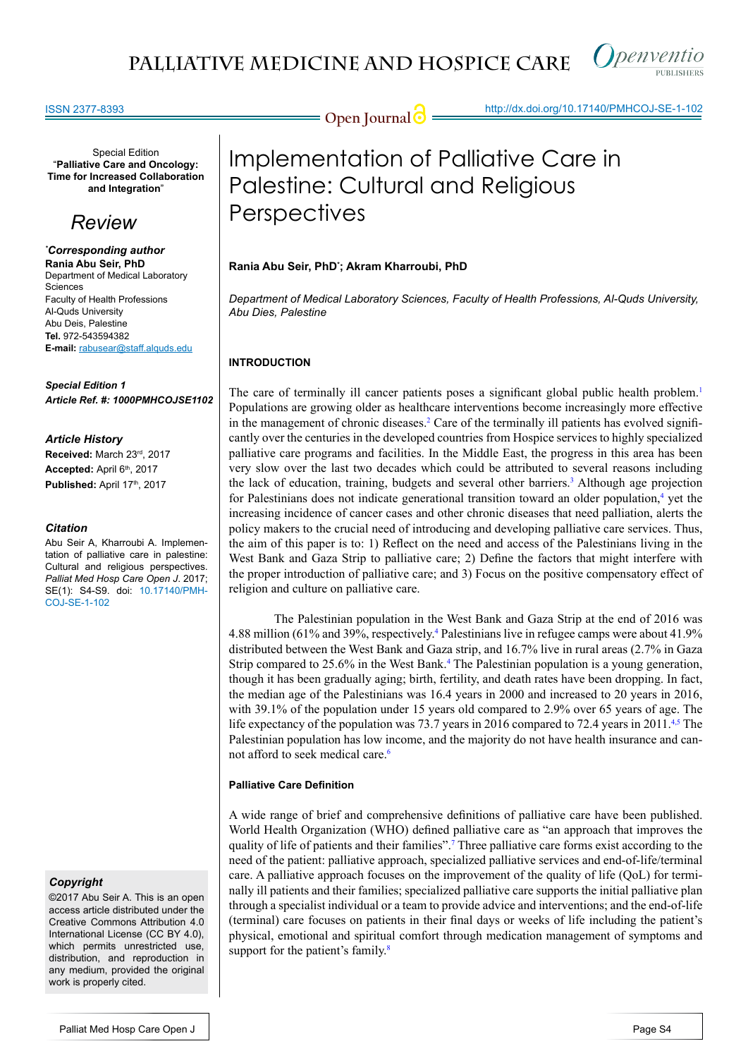ISSN 2377-8393

Open Journal

http://dx.doi.org/10.17140/PMHCOJ-SE-1-102

Special Edition
"**Palliative Care and Oncology: Time for Increased Collaboration and Integration**"

*Review*

***Corresponding author**
**Rania Abu Seir, PhD**
Department of Medical Laboratory Sciences
Faculty of Health Professions
Al-Quds University
Abu Deis, Palestine
**Tel.** 972-543594382
**E-mail:** rabusear@staff.alquds.edu

***Special Edition 1***
***Article Ref. #: 1000PMHCOJSE1102***

***Article History***
**Received:** March 23rd, 2017
**Accepted:** April 6th, 2017
**Published:** April 17th, 2017

***Citation***
Abu Seir A, Kharroubi A. Implementation of palliative care in palestine: Cultural and religious perspectives. *Palliat Med Hosp Care Open J*. 2017; SE(1): S4-S9. doi: 10.17140/PMHCOJ-SE-1-102

***Copyright***
©2017 Abu Seir A. This is an open access article distributed under the Creative Commons Attribution 4.0 International License (CC BY 4.0), which permits unrestricted use, distribution, and reproduction in any medium, provided the original work is properly cited.

# Implementation of Palliative Care in Palestine: Cultural and Religious Perspectives

**Rania Abu Seir, PhD*; Akram Kharroubi, PhD**

*Department of Medical Laboratory Sciences, Faculty of Health Professions, Al-Quds University, Abu Dies, Palestine*

## INTRODUCTION

The care of terminally ill cancer patients poses a significant global public health problem.[1] Populations are growing older as healthcare interventions become increasingly more effective in the management of chronic diseases.[2] Care of the terminally ill patients has evolved significantly over the centuries in the developed countries from Hospice services to highly specialized palliative care programs and facilities. In the Middle East, the progress in this area has been very slow over the last two decades which could be attributed to several reasons including the lack of education, training, budgets and several other barriers.[3] Although age projection for Palestinians does not indicate generational transition toward an older population,[4] yet the increasing incidence of cancer cases and other chronic diseases that need palliation, alerts the policy makers to the crucial need of introducing and developing palliative care services. Thus, the aim of this paper is to: 1) Reflect on the need and access of the Palestinians living in the West Bank and Gaza Strip to palliative care; 2) Define the factors that might interfere with the proper introduction of palliative care; and 3) Focus on the positive compensatory effect of religion and culture on palliative care.

The Palestinian population in the West Bank and Gaza Strip at the end of 2016 was 4.88 million (61% and 39%, respectively.[4] Palestinians live in refugee camps were about 41.9% distributed between the West Bank and Gaza strip, and 16.7% live in rural areas (2.7% in Gaza Strip compared to 25.6% in the West Bank.[4] The Palestinian population is a young generation, though it has been gradually aging; birth, fertility, and death rates have been dropping. In fact, the median age of the Palestinians was 16.4 years in 2000 and increased to 20 years in 2016, with 39.1% of the population under 15 years old compared to 2.9% over 65 years of age. The life expectancy of the population was 73.7 years in 2016 compared to 72.4 years in 2011.[4,5] The Palestinian population has low income, and the majority do not have health insurance and cannot afford to seek medical care.[6]

### Palliative Care Definition

A wide range of brief and comprehensive definitions of palliative care have been published. World Health Organization (WHO) defined palliative care as "an approach that improves the quality of life of patients and their families".[7] Three palliative care forms exist according to the need of the patient: palliative approach, specialized palliative services and end-of-life/terminal care. A palliative approach focuses on the improvement of the quality of life (QoL) for terminally ill patients and their families; specialized palliative care supports the initial palliative plan through a specialist individual or a team to provide advice and interventions; and the end-of-life (terminal) care focuses on patients in their final days or weeks of life including the patient's physical, emotional and spiritual comfort through medication management of symptoms and support for the patient's family.[8]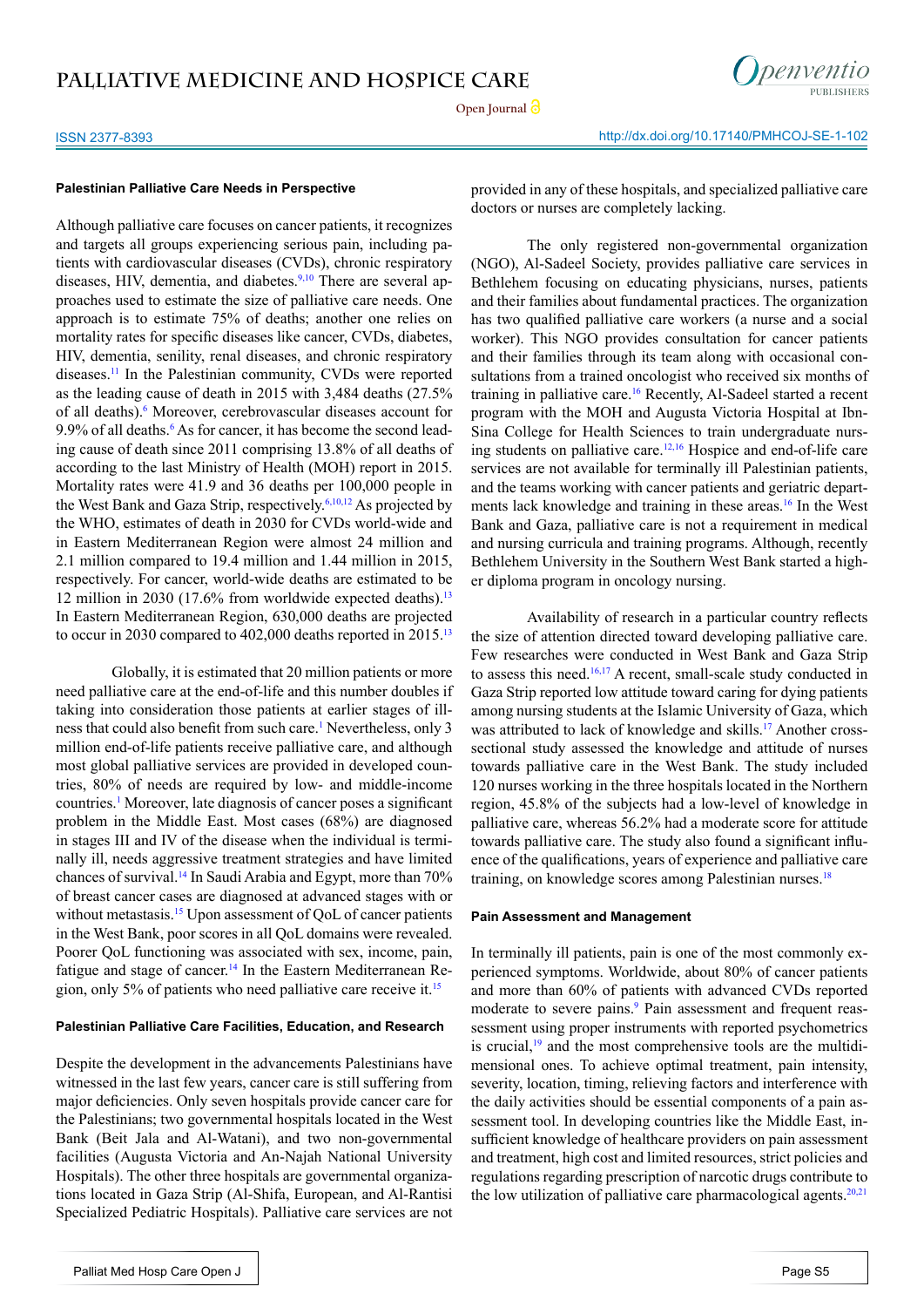### Palestinian Palliative Care Needs in Perspective

Although palliative care focuses on cancer patients, it recognizes and targets all groups experiencing serious pain, including patients with cardiovascular diseases (CVDs), chronic respiratory diseases, HIV, dementia, and diabetes.[9,10] There are several approaches used to estimate the size of palliative care needs. One approach is to estimate 75% of deaths; another one relies on mortality rates for specific diseases like cancer, CVDs, diabetes, HIV, dementia, senility, renal diseases, and chronic respiratory diseases.[11] In the Palestinian community, CVDs were reported as the leading cause of death in 2015 with 3,484 deaths (27.5% of all deaths).[6] Moreover, cerebrovascular diseases account for 9.9% of all deaths.[6] As for cancer, it has become the second leading cause of death since 2011 comprising 13.8% of all deaths of according to the last Ministry of Health (MOH) report in 2015. Mortality rates were 41.9 and 36 deaths per 100,000 people in the West Bank and Gaza Strip, respectively.[6,10,12] As projected by the WHO, estimates of death in 2030 for CVDs world-wide and in Eastern Mediterranean Region were almost 24 million and 2.1 million compared to 19.4 million and 1.44 million in 2015, respectively. For cancer, world-wide deaths are estimated to be 12 million in 2030 (17.6% from worldwide expected deaths).[13] In Eastern Mediterranean Region, 630,000 deaths are projected to occur in 2030 compared to 402,000 deaths reported in 2015.[13]

Globally, it is estimated that 20 million patients or more need palliative care at the end-of-life and this number doubles if taking into consideration those patients at earlier stages of illness that could also benefit from such care.[1] Nevertheless, only 3 million end-of-life patients receive palliative care, and although most global palliative services are provided in developed countries, 80% of needs are required by low- and middle-income countries.[1] Moreover, late diagnosis of cancer poses a significant problem in the Middle East. Most cases (68%) are diagnosed in stages III and IV of the disease when the individual is terminally ill, needs aggressive treatment strategies and have limited chances of survival.[14] In Saudi Arabia and Egypt, more than 70% of breast cancer cases are diagnosed at advanced stages with or without metastasis.[15] Upon assessment of QoL of cancer patients in the West Bank, poor scores in all QoL domains were revealed. Poorer QoL functioning was associated with sex, income, pain, fatigue and stage of cancer.[14] In the Eastern Mediterranean Region, only 5% of patients who need palliative care receive it.[15]

### Palestinian Palliative Care Facilities, Education, and Research

Despite the development in the advancements Palestinians have witnessed in the last few years, cancer care is still suffering from major deficiencies. Only seven hospitals provide cancer care for the Palestinians; two governmental hospitals located in the West Bank (Beit Jala and Al-Watani), and two non-governmental facilities (Augusta Victoria and An-Najah National University Hospitals). The other three hospitals are governmental organizations located in Gaza Strip (Al-Shifa, European, and Al-Rantisi Specialized Pediatric Hospitals). Palliative care services are not provided in any of these hospitals, and specialized palliative care doctors or nurses are completely lacking.

The only registered non-governmental organization (NGO), Al-Sadeel Society, provides palliative care services in Bethlehem focusing on educating physicians, nurses, patients and their families about fundamental practices. The organization has two qualified palliative care workers (a nurse and a social worker). This NGO provides consultation for cancer patients and their families through its team along with occasional consultations from a trained oncologist who received six months of training in palliative care.[16] Recently, Al-Sadeel started a recent program with the MOH and Augusta Victoria Hospital at Ibn-Sina College for Health Sciences to train undergraduate nursing students on palliative care.[12,16] Hospice and end-of-life care services are not available for terminally ill Palestinian patients, and the teams working with cancer patients and geriatric departments lack knowledge and training in these areas.[16] In the West Bank and Gaza, palliative care is not a requirement in medical and nursing curricula and training programs. Although, recently Bethlehem University in the Southern West Bank started a higher diploma program in oncology nursing.

Availability of research in a particular country reflects the size of attention directed toward developing palliative care. Few researches were conducted in West Bank and Gaza Strip to assess this need.[16,17] A recent, small-scale study conducted in Gaza Strip reported low attitude toward caring for dying patients among nursing students at the Islamic University of Gaza, which was attributed to lack of knowledge and skills.[17] Another cross-sectional study assessed the knowledge and attitude of nurses towards palliative care in the West Bank. The study included 120 nurses working in the three hospitals located in the Northern region, 45.8% of the subjects had a low-level of knowledge in palliative care, whereas 56.2% had a moderate score for attitude towards palliative care. The study also found a significant influence of the qualifications, years of experience and palliative care training, on knowledge scores among Palestinian nurses.[18]

### Pain Assessment and Management

In terminally ill patients, pain is one of the most commonly experienced symptoms. Worldwide, about 80% of cancer patients and more than 60% of patients with advanced CVDs reported moderate to severe pains.[9] Pain assessment and frequent reassessment using proper instruments with reported psychometrics is crucial,[19] and the most comprehensive tools are the multidimensional ones. To achieve optimal treatment, pain intensity, severity, location, timing, relieving factors and interference with the daily activities should be essential components of a pain assessment tool. In developing countries like the Middle East, insufficient knowledge of healthcare providers on pain assessment and treatment, high cost and limited resources, strict policies and regulations regarding prescription of narcotic drugs contribute to the low utilization of palliative care pharmacological agents.[20,21]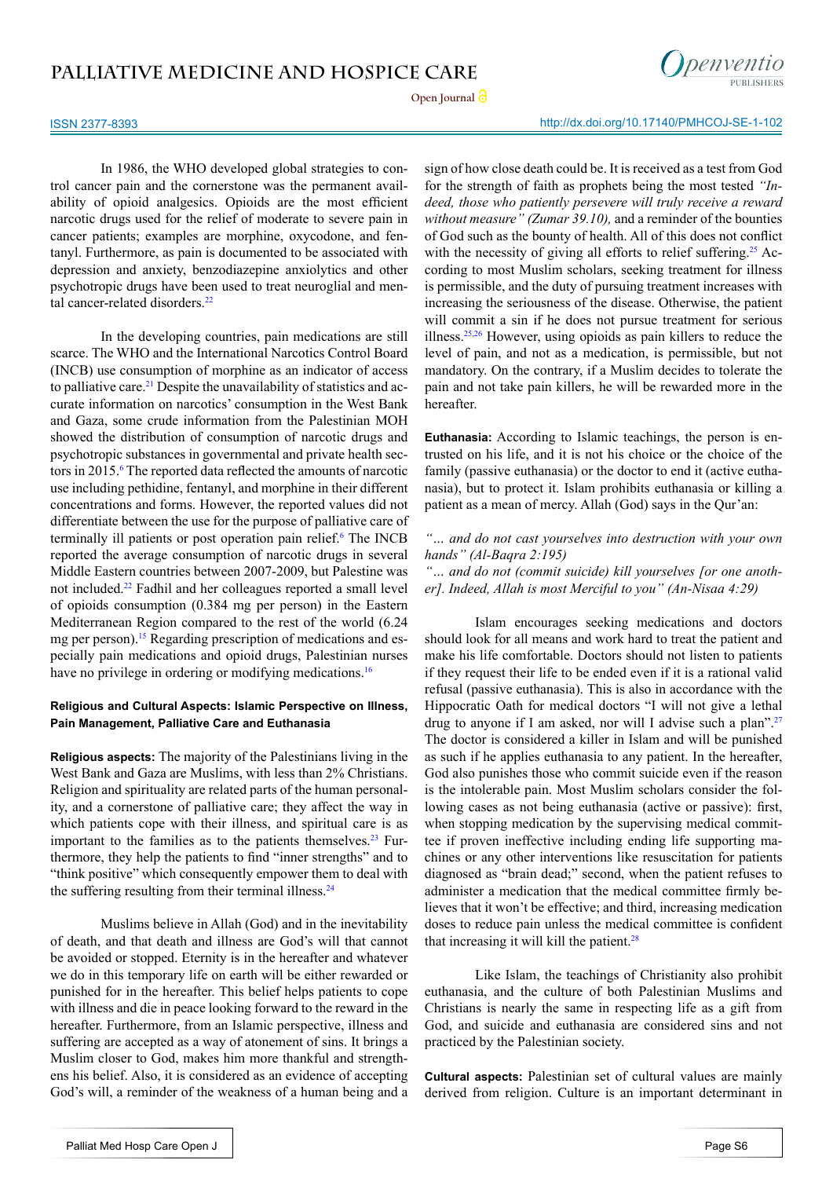In 1986, the WHO developed global strategies to control cancer pain and the cornerstone was the permanent availability of opioid analgesics. Opioids are the most efficient narcotic drugs used for the relief of moderate to severe pain in cancer patients; examples are morphine, oxycodone, and fentanyl. Furthermore, as pain is documented to be associated with depression and anxiety, benzodiazepine anxiolytics and other psychotropic drugs have been used to treat neuroglial and mental cancer-related disorders.[22]

In the developing countries, pain medications are still scarce. The WHO and the International Narcotics Control Board (INCB) use consumption of morphine as an indicator of access to palliative care.[21] Despite the unavailability of statistics and accurate information on narcotics' consumption in the West Bank and Gaza, some crude information from the Palestinian MOH showed the distribution of consumption of narcotic drugs and psychotropic substances in governmental and private health sectors in 2015.[6] The reported data reflected the amounts of narcotic use including pethidine, fentanyl, and morphine in their different concentrations and forms. However, the reported values did not differentiate between the use for the purpose of palliative care of terminally ill patients or post operation pain relief.[6] The INCB reported the average consumption of narcotic drugs in several Middle Eastern countries between 2007-2009, but Palestine was not included.[22] Fadhil and her colleagues reported a small level of opioids consumption (0.384 mg per person) in the Eastern Mediterranean Region compared to the rest of the world (6.24 mg per person).[15] Regarding prescription of medications and especially pain medications and opioid drugs, Palestinian nurses have no privilege in ordering or modifying medications.[16]

#### Religious and Cultural Aspects: Islamic Perspective on Illness, Pain Management, Palliative Care and Euthanasia

**Religious aspects:** The majority of the Palestinians living in the West Bank and Gaza are Muslims, with less than 2% Christians. Religion and spirituality are related parts of the human personality, and a cornerstone of palliative care; they affect the way in which patients cope with their illness, and spiritual care is as important to the families as to the patients themselves.[23] Furthermore, they help the patients to find "inner strengths" and to "think positive" which consequently empower them to deal with the suffering resulting from their terminal illness.[24]

Muslims believe in Allah (God) and in the inevitability of death, and that death and illness are God's will that cannot be avoided or stopped. Eternity is in the hereafter and whatever we do in this temporary life on earth will be either rewarded or punished for in the hereafter. This belief helps patients to cope with illness and die in peace looking forward to the reward in the hereafter. Furthermore, from an Islamic perspective, illness and suffering are accepted as a way of atonement of sins. It brings a Muslim closer to God, makes him more thankful and strengthens his belief. Also, it is considered as an evidence of accepting God's will, a reminder of the weakness of a human being and a sign of how close death could be. It is received as a test from God for the strength of faith as prophets being the most tested *"Indeed, those who patiently persevere will truly receive a reward without measure" (Zumar 39.10),* and a reminder of the bounties of God such as the bounty of health. All of this does not conflict with the necessity of giving all efforts to relief suffering.[25] According to most Muslim scholars, seeking treatment for illness is permissible, and the duty of pursuing treatment increases with increasing the seriousness of the disease. Otherwise, the patient will commit a sin if he does not pursue treatment for serious illness.[25,26] However, using opioids as pain killers to reduce the level of pain, and not as a medication, is permissible, but not mandatory. On the contrary, if a Muslim decides to tolerate the pain and not take pain killers, he will be rewarded more in the hereafter.

**Euthanasia:** According to Islamic teachings, the person is entrusted on his life, and it is not his choice or the choice of the family (passive euthanasia) or the doctor to end it (active euthanasia), but to protect it. Islam prohibits euthanasia or killing a patient as a mean of mercy. Allah (God) says in the Qur'an:

*"... and do not cast yourselves into destruction with your own hands" (Al-Baqra 2:195)*

*"... and do not (commit suicide) kill yourselves [or one another]. Indeed, Allah is most Merciful to you" (An-Nisaa 4:29)*

Islam encourages seeking medications and doctors should look for all means and work hard to treat the patient and make his life comfortable. Doctors should not listen to patients if they request their life to be ended even if it is a rational valid refusal (passive euthanasia). This is also in accordance with the Hippocratic Oath for medical doctors "I will not give a lethal drug to anyone if I am asked, nor will I advise such a plan".[27] The doctor is considered a killer in Islam and will be punished as such if he applies euthanasia to any patient. In the hereafter, God also punishes those who commit suicide even if the reason is the intolerable pain. Most Muslim scholars consider the following cases as not being euthanasia (active or passive): first, when stopping medication by the supervising medical committee if proven ineffective including ending life supporting machines or any other interventions like resuscitation for patients diagnosed as "brain dead;" second, when the patient refuses to administer a medication that the medical committee firmly believes that it won't be effective; and third, increasing medication doses to reduce pain unless the medical committee is confident that increasing it will kill the patient.[28]

Like Islam, the teachings of Christianity also prohibit euthanasia, and the culture of both Palestinian Muslims and Christians is nearly the same in respecting life as a gift from God, and suicide and euthanasia are considered sins and not practiced by the Palestinian society.

**Cultural aspects:** Palestinian set of cultural values are mainly derived from religion. Culture is an important determinant in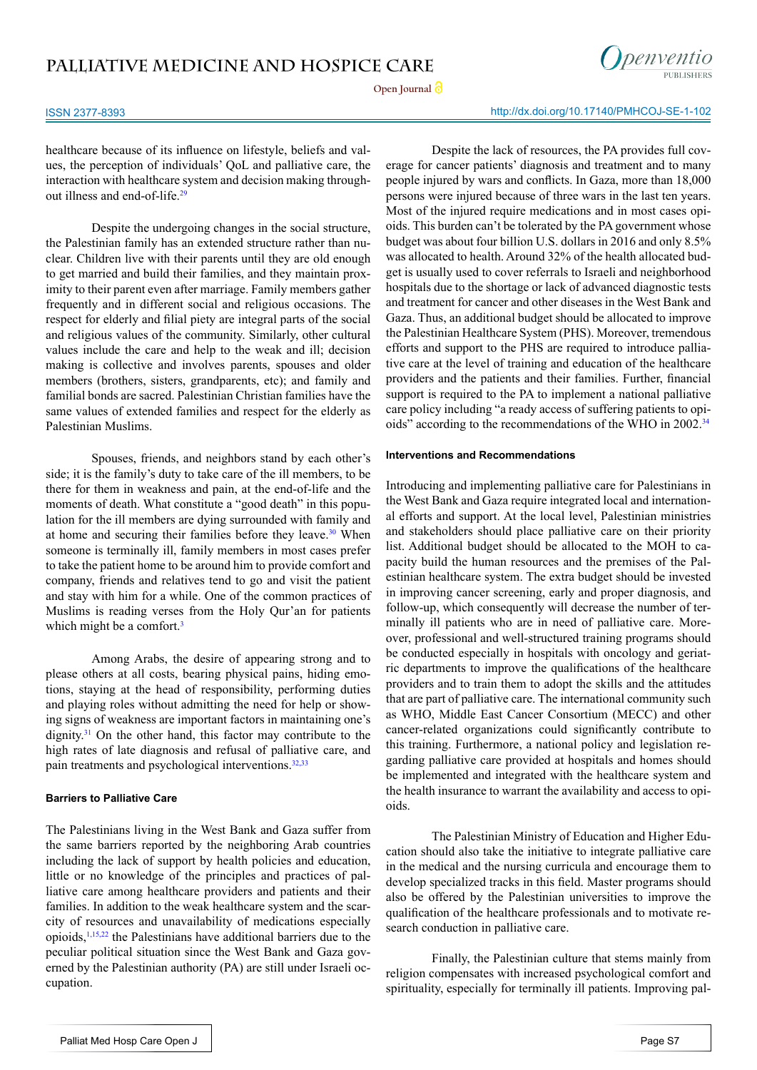healthcare because of its influence on lifestyle, beliefs and values, the perception of individuals' QoL and palliative care, the interaction with healthcare system and decision making throughout illness and end-of-life.[29]

Despite the undergoing changes in the social structure, the Palestinian family has an extended structure rather than nuclear. Children live with their parents until they are old enough to get married and build their families, and they maintain proximity to their parent even after marriage. Family members gather frequently and in different social and religious occasions. The respect for elderly and filial piety are integral parts of the social and religious values of the community. Similarly, other cultural values include the care and help to the weak and ill; decision making is collective and involves parents, spouses and older members (brothers, sisters, grandparents, etc); and family and familial bonds are sacred. Palestinian Christian families have the same values of extended families and respect for the elderly as Palestinian Muslims.

Spouses, friends, and neighbors stand by each other's side; it is the family's duty to take care of the ill members, to be there for them in weakness and pain, at the end-of-life and the moments of death. What constitute a "good death" in this population for the ill members are dying surrounded with family and at home and securing their families before they leave.[30] When someone is terminally ill, family members in most cases prefer to take the patient home to be around him to provide comfort and company, friends and relatives tend to go and visit the patient and stay with him for a while. One of the common practices of Muslims is reading verses from the Holy Qur'an for patients which might be a comfort.[3]

Among Arabs, the desire of appearing strong and to please others at all costs, bearing physical pains, hiding emotions, staying at the head of responsibility, performing duties and playing roles without admitting the need for help or showing signs of weakness are important factors in maintaining one's dignity.[31] On the other hand, this factor may contribute to the high rates of late diagnosis and refusal of palliative care, and pain treatments and psychological interventions.[32,33]

### Barriers to Palliative Care

The Palestinians living in the West Bank and Gaza suffer from the same barriers reported by the neighboring Arab countries including the lack of support by health policies and education, little or no knowledge of the principles and practices of palliative care among healthcare providers and patients and their families. In addition to the weak healthcare system and the scarcity of resources and unavailability of medications especially opioids,[1,15,22] the Palestinians have additional barriers due to the peculiar political situation since the West Bank and Gaza governed by the Palestinian authority (PA) are still under Israeli occupation.

Despite the lack of resources, the PA provides full coverage for cancer patients' diagnosis and treatment and to many people injured by wars and conflicts. In Gaza, more than 18,000 persons were injured because of three wars in the last ten years. Most of the injured require medications and in most cases opioids. This burden can't be tolerated by the PA government whose budget was about four billion U.S. dollars in 2016 and only 8.5% was allocated to health. Around 32% of the health allocated budget is usually used to cover referrals to Israeli and neighborhood hospitals due to the shortage or lack of advanced diagnostic tests and treatment for cancer and other diseases in the West Bank and Gaza. Thus, an additional budget should be allocated to improve the Palestinian Healthcare System (PHS). Moreover, tremendous efforts and support to the PHS are required to introduce palliative care at the level of training and education of the healthcare providers and the patients and their families. Further, financial support is required to the PA to implement a national palliative care policy including "a ready access of suffering patients to opioids" according to the recommendations of the WHO in 2002.[34]

### Interventions and Recommendations

Introducing and implementing palliative care for Palestinians in the West Bank and Gaza require integrated local and international efforts and support. At the local level, Palestinian ministries and stakeholders should place palliative care on their priority list. Additional budget should be allocated to the MOH to capacity build the human resources and the premises of the Palestinian healthcare system. The extra budget should be invested in improving cancer screening, early and proper diagnosis, and follow-up, which consequently will decrease the number of terminally ill patients who are in need of palliative care. Moreover, professional and well-structured training programs should be conducted especially in hospitals with oncology and geriatric departments to improve the qualifications of the healthcare providers and to train them to adopt the skills and the attitudes that are part of palliative care. The international community such as WHO, Middle East Cancer Consortium (MECC) and other cancer-related organizations could significantly contribute to this training. Furthermore, a national policy and legislation regarding palliative care provided at hospitals and homes should be implemented and integrated with the healthcare system and the health insurance to warrant the availability and access to opioids.

The Palestinian Ministry of Education and Higher Education should also take the initiative to integrate palliative care in the medical and the nursing curricula and encourage them to develop specialized tracks in this field. Master programs should also be offered by the Palestinian universities to improve the qualification of the healthcare professionals and to motivate research conduction in palliative care.

Finally, the Palestinian culture that stems mainly from religion compensates with increased psychological comfort and spirituality, especially for terminally ill patients. Improving pal-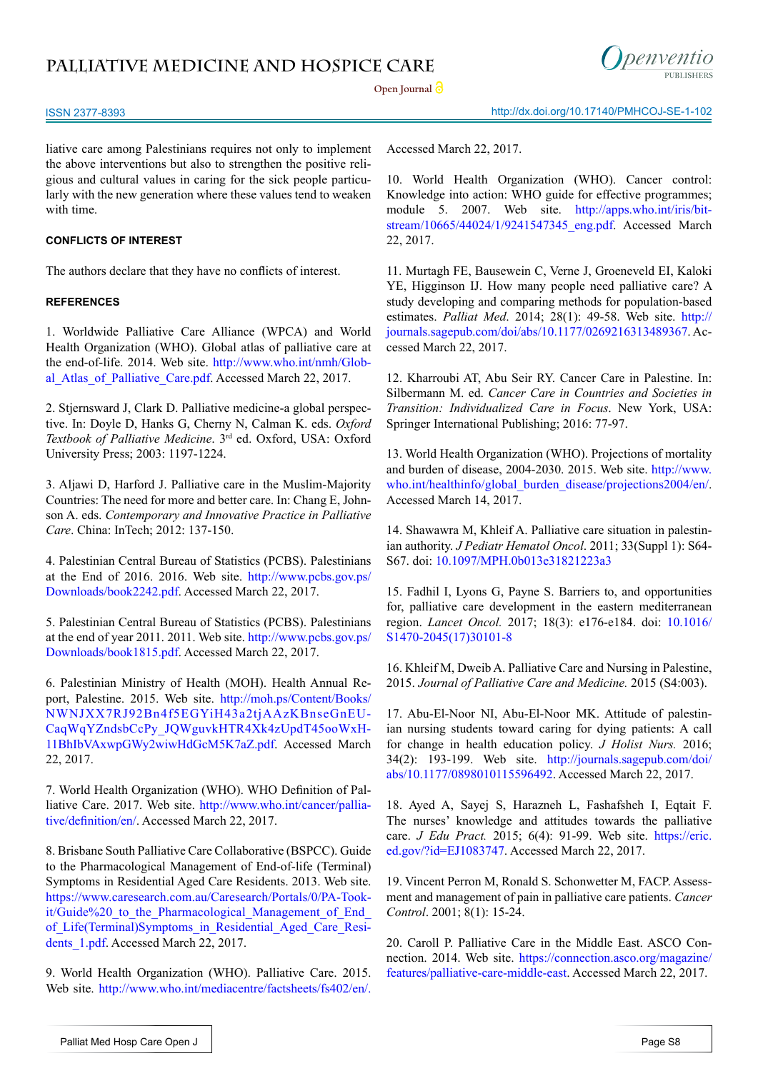liative care among Palestinians requires not only to implement the above interventions but also to strengthen the positive religious and cultural values in caring for the sick people particularly with the new generation where these values tend to weaken with time.

## CONFLICTS OF INTEREST

The authors declare that they have no conflicts of interest.

## REFERENCES

1. Worldwide Palliative Care Alliance (WPCA) and World Health Organization (WHO). Global atlas of palliative care at the end-of-life. 2014. Web site. http://www.who.int/nmh/Global_Atlas_of_Palliative_Care.pdf. Accessed March 22, 2017.

2. Stjernsward J, Clark D. Palliative medicine-a global perspective. In: Doyle D, Hanks G, Cherny N, Calman K. eds. *Oxford Textbook of Palliative Medicine*. 3rd ed. Oxford, USA: Oxford University Press; 2003: 1197-1224.

3. Aljawi D, Harford J. Palliative care in the Muslim-Majority Countries: The need for more and better care. In: Chang E, Johnson A. eds. *Contemporary and Innovative Practice in Palliative Care*. China: InTech; 2012: 137-150.

4. Palestinian Central Bureau of Statistics (PCBS). Palestinians at the End of 2016. 2016. Web site. http://www.pcbs.gov.ps/Downloads/book2242.pdf. Accessed March 22, 2017.

5. Palestinian Central Bureau of Statistics (PCBS). Palestinians at the end of year 2011. 2011. Web site. http://www.pcbs.gov.ps/Downloads/book1815.pdf. Accessed March 22, 2017.

6. Palestinian Ministry of Health (MOH). Health Annual Report, Palestine. 2015. Web site. http://moh.ps/Content/Books/NWNJXX7RJ92Bn4f5EGYiH43a2tjAAzKBnseGnEUCaqWqYZndsbCcPy_JQWguvkHTR4Xk4zUpdT45ooWxH11BhIbVAxwpGWy2wiwHdGcM5K7aZ.pdf. Accessed March 22, 2017.

7. World Health Organization (WHO). WHO Definition of Palliative Care. 2017. Web site. http://www.who.int/cancer/palliative/definition/en/. Accessed March 22, 2017.

8. Brisbane South Palliative Care Collaborative (BSPCC). Guide to the Pharmacological Management of End-of-life (Terminal) Symptoms in Residential Aged Care Residents. 2013. Web site. https://www.caresearch.com.au/Caresearch/Portals/0/PA-Tookit/Guide%20_to_the_Pharmacological_Management_of_End_of_Life(Terminal)Symptoms_in_Residential_Aged_Care_Residents_1.pdf. Accessed March 22, 2017.

9. World Health Organization (WHO). Palliative Care. 2015. Web site. http://www.who.int/mediacentre/factsheets/fs402/en/. Accessed March 22, 2017.

10. World Health Organization (WHO). Cancer control: Knowledge into action: WHO guide for effective programmes; module 5. 2007. Web site. http://apps.who.int/iris/bitstream/10665/44024/1/9241547345_eng.pdf. Accessed March 22, 2017.

11. Murtagh FE, Bausewein C, Verne J, Groeneveld EI, Kaloki YE, Higginson IJ. How many people need palliative care? A study developing and comparing methods for population-based estimates. *Palliat Med*. 2014; 28(1): 49-58. Web site. http://journals.sagepub.com/doi/abs/10.1177/0269216313489367. Accessed March 22, 2017.

12. Kharroubi AT, Abu Seir RY. Cancer Care in Palestine. In: Silbermann M. ed. *Cancer Care in Countries and Societies in Transition: Individualized Care in Focus*. New York, USA: Springer International Publishing; 2016: 77-97.

13. World Health Organization (WHO). Projections of mortality and burden of disease, 2004-2030. 2015. Web site. http://www.who.int/healthinfo/global_burden_disease/projections2004/en/. Accessed March 14, 2017.

14. Shawawra M, Khleif A. Palliative care situation in palestinian authority. *J Pediatr Hematol Oncol*. 2011; 33(Suppl 1): S64-S67. doi: 10.1097/MPH.0b013e31821223a3

15. Fadhil I, Lyons G, Payne S. Barriers to, and opportunities for, palliative care development in the eastern mediterranean region. *Lancet Oncol.* 2017; 18(3): e176-e184. doi: 10.1016/S1470-2045(17)30101-8

16. Khleif M, Dweib A. Palliative Care and Nursing in Palestine, 2015. *Journal of Palliative Care and Medicine.* 2015 (S4:003).

17. Abu-El-Noor NI, Abu-El-Noor MK. Attitude of palestinian nursing students toward caring for dying patients: A call for change in health education policy. *J Holist Nurs.* 2016; 34(2): 193-199. Web site. http://journals.sagepub.com/doi/abs/10.1177/0898010115596492. Accessed March 22, 2017.

18. Ayed A, Sayej S, Harazneh L, Fashafsheh I, Eqtait F. The nurses' knowledge and attitudes towards the palliative care. *J Edu Pract.* 2015; 6(4): 91-99. Web site. https://eric.ed.gov/?id=EJ1083747. Accessed March 22, 2017.

19. Vincent Perron M, Ronald S. Schonwetter M, FACP. Assessment and management of pain in palliative care patients. *Cancer Control*. 2001; 8(1): 15-24.

20. Caroll P. Palliative Care in the Middle East. ASCO Connection. 2014. Web site. https://connection.asco.org/magazine/features/palliative-care-middle-east. Accessed March 22, 2017.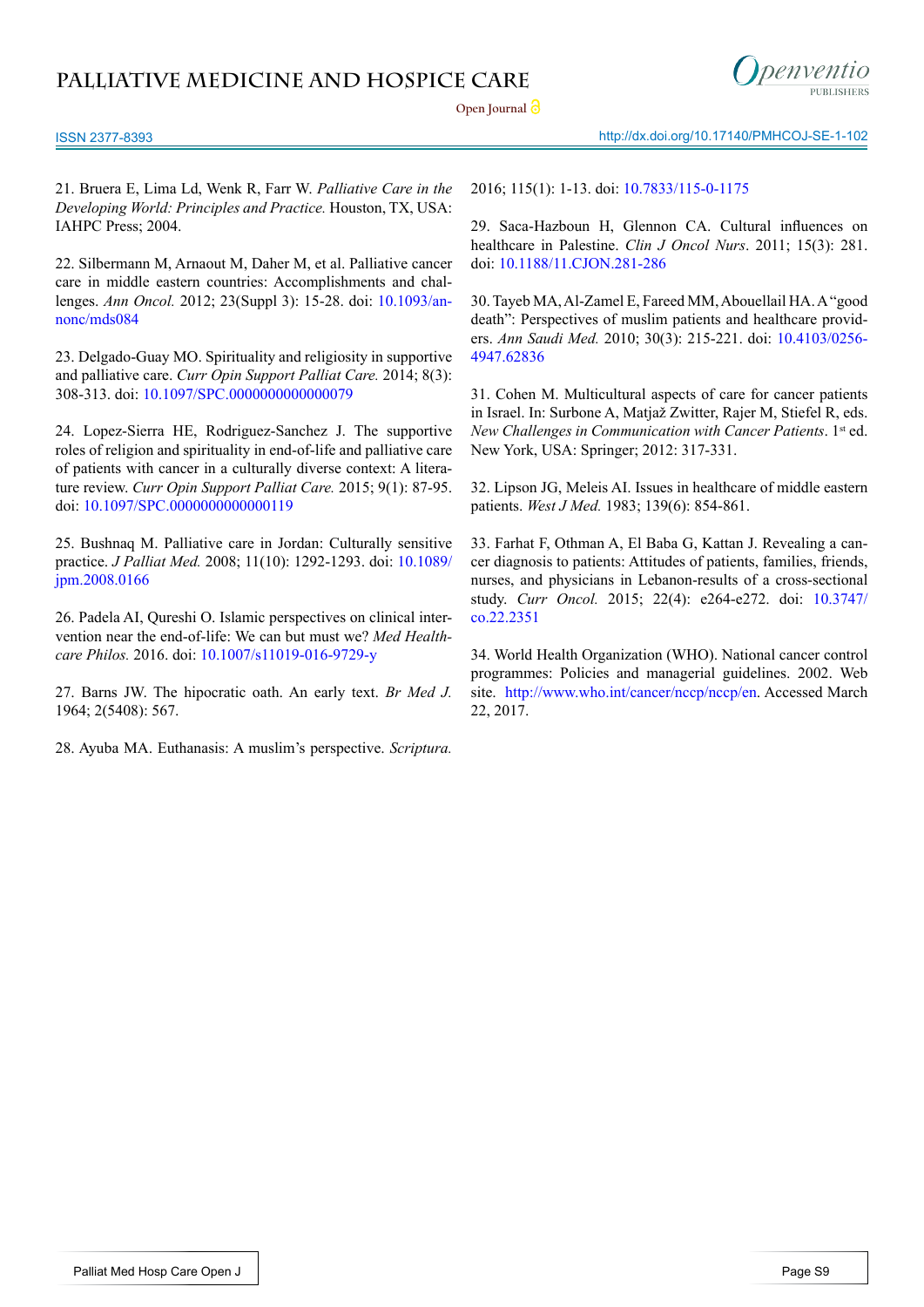21. Bruera E, Lima Ld, Wenk R, Farr W. *Palliative Care in the Developing World: Principles and Practice.* Houston, TX, USA: IAHPC Press; 2004.

22. Silbermann M, Arnaout M, Daher M, et al. Palliative cancer care in middle eastern countries: Accomplishments and challenges. *Ann Oncol.* 2012; 23(Suppl 3): 15-28. doi: 10.1093/annonc/mds084

23. Delgado-Guay MO. Spirituality and religiosity in supportive and palliative care. *Curr Opin Support Palliat Care.* 2014; 8(3): 308-313. doi: 10.1097/SPC.0000000000000079

24. Lopez-Sierra HE, Rodriguez-Sanchez J. The supportive roles of religion and spirituality in end-of-life and palliative care of patients with cancer in a culturally diverse context: A literature review. *Curr Opin Support Palliat Care.* 2015; 9(1): 87-95. doi: 10.1097/SPC.0000000000000119

25. Bushnaq M. Palliative care in Jordan: Culturally sensitive practice. *J Palliat Med.* 2008; 11(10): 1292-1293. doi: 10.1089/jpm.2008.0166

26. Padela AI, Qureshi O. Islamic perspectives on clinical intervention near the end-of-life: We can but must we? *Med Healthcare Philos.* 2016. doi: 10.1007/s11019-016-9729-y

27. Barns JW. The hipocratic oath. An early text. *Br Med J.* 1964; 2(5408): 567.

28. Ayuba MA. Euthanasis: A muslim's perspective. *Scriptura.* 2016; 115(1): 1-13. doi: 10.7833/115-0-1175

29. Saca-Hazboun H, Glennon CA. Cultural influences on healthcare in Palestine. *Clin J Oncol Nurs*. 2011; 15(3): 281. doi: 10.1188/11.CJON.281-286

30. Tayeb MA, Al-Zamel E, Fareed MM, Abouellail HA. A "good death": Perspectives of muslim patients and healthcare providers. *Ann Saudi Med.* 2010; 30(3): 215-221. doi: 10.4103/0256-4947.62836

31. Cohen M. Multicultural aspects of care for cancer patients in Israel. In: Surbone A, Matjaž Zwitter, Rajer M, Stiefel R, eds. *New Challenges in Communication with Cancer Patients*. 1st ed. New York, USA: Springer; 2012: 317-331.

32. Lipson JG, Meleis AI. Issues in healthcare of middle eastern patients. *West J Med.* 1983; 139(6): 854-861.

33. Farhat F, Othman A, El Baba G, Kattan J. Revealing a cancer diagnosis to patients: Attitudes of patients, families, friends, nurses, and physicians in Lebanon-results of a cross-sectional study. *Curr Oncol.* 2015; 22(4): e264-e272. doi: 10.3747/co.22.2351

34. World Health Organization (WHO). National cancer control programmes: Policies and managerial guidelines. 2002. Web site. http://www.who.int/cancer/nccp/nccp/en. Accessed March 22, 2017.